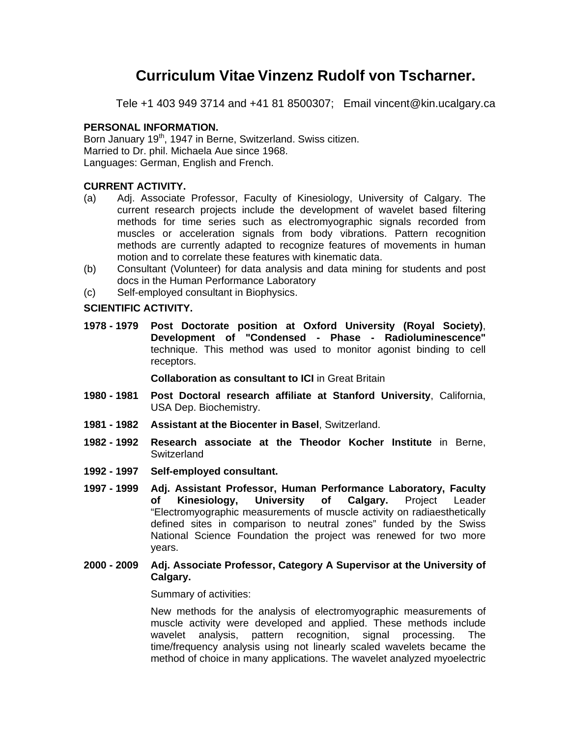# Curriculum Vitae Vinzenz Rudolf von Tscharner.

Tele +1 403 949 3714 and +41 81 8500307; Email vincent@kin.ucalgary.ca

**PERSONAL INFORMATION.**

Born January 19$^{th}$, 1947 in Berne, Switzerland. Swiss citizen.
Married to Dr. phil. Michaela Aue since 1968.
Languages: German, English and French.

**CURRENT ACTIVITY.**

(a) Adj. Associate Professor, Faculty of Kinesiology, University of Calgary. The current research projects include the development of wavelet based filtering methods for time series such as electromyographic signals recorded from muscles or acceleration signals from body vibrations. Pattern recognition methods are currently adapted to recognize features of movements in human motion and to correlate these features with kinematic data.

(b) Consultant (Volunteer) for data analysis and data mining for students and post docs in the Human Performance Laboratory

(c) Self-employed consultant in Biophysics.

**SCIENTIFIC ACTIVITY.**

**1978 - 1979** **Post Doctorate position at Oxford University (Royal Society)**, **Development of "Condensed - Phase - Radioluminescence"** technique. This method was used to monitor agonist binding to cell receptors.

**Collaboration as consultant to ICI** in Great Britain

**1980 - 1981** **Post Doctoral research affiliate at Stanford University**, California, USA Dep. Biochemistry.

**1981 - 1982** **Assistant at the Biocenter in Basel**, Switzerland.

**1982 - 1992** **Research associate at the Theodor Kocher Institute** in Berne, Switzerland

**1992 - 1997** **Self-employed consultant.**

**1997 - 1999** **Adj. Assistant Professor, Human Performance Laboratory, Faculty of Kinesiology, University of Calgary.** Project Leader "Electromyographic measurements of muscle activity on radiaesthetically defined sites in comparison to neutral zones" funded by the Swiss National Science Foundation the project was renewed for two more years.

**2000 - 2009** **Adj. Associate Professor, Category A Supervisor at the University of Calgary.**

Summary of activities:

New methods for the analysis of electromyographic measurements of muscle activity were developed and applied. These methods include wavelet analysis, pattern recognition, signal processing. The time/frequency analysis using not linearly scaled wavelets became the method of choice in many applications. The wavelet analyzed myoelectric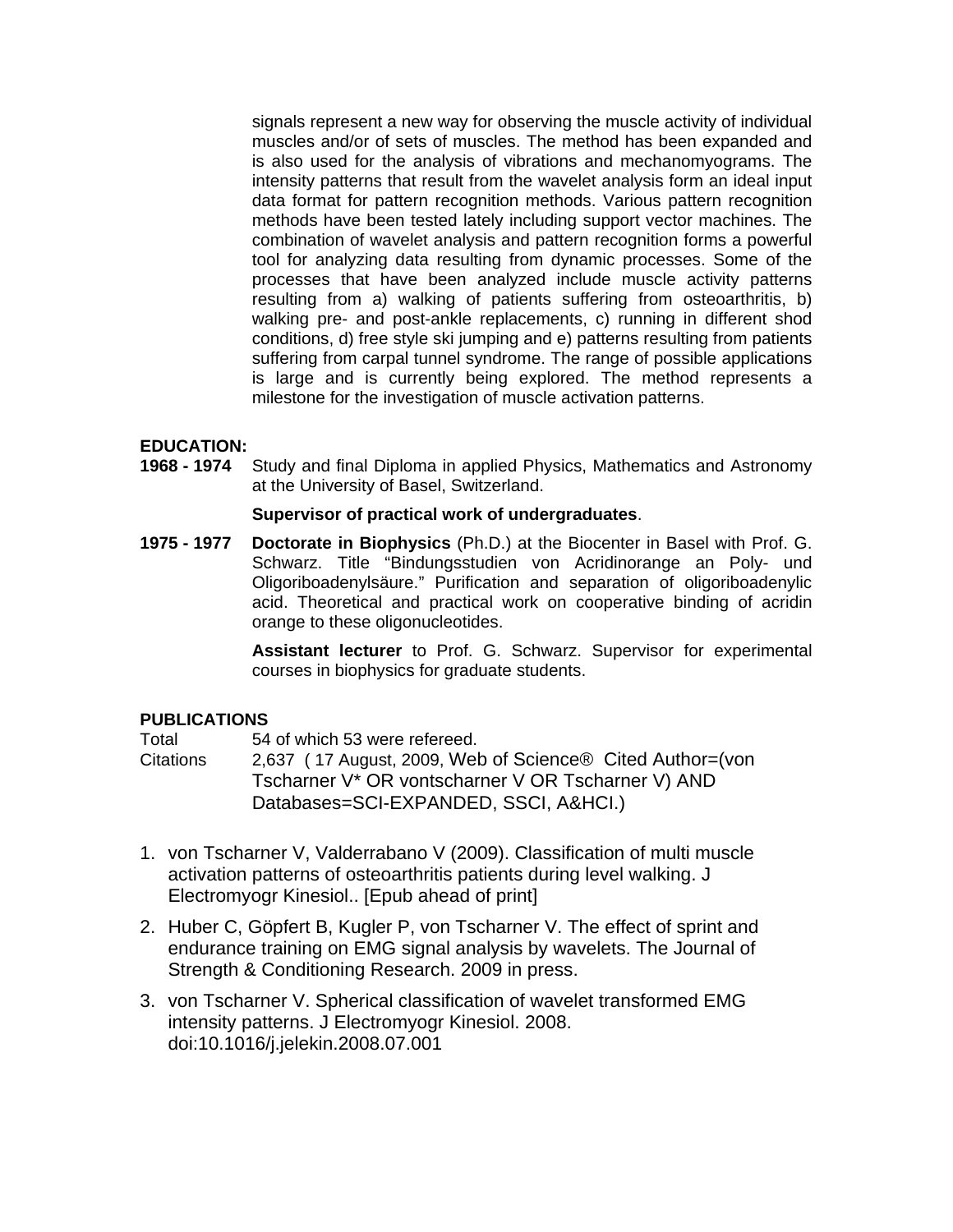signals represent a new way for observing the muscle activity of individual muscles and/or of sets of muscles. The method has been expanded and is also used for the analysis of vibrations and mechanomyograms. The intensity patterns that result from the wavelet analysis form an ideal input data format for pattern recognition methods. Various pattern recognition methods have been tested lately including support vector machines. The combination of wavelet analysis and pattern recognition forms a powerful tool for analyzing data resulting from dynamic processes. Some of the processes that have been analyzed include muscle activity patterns resulting from a) walking of patients suffering from osteoarthritis, b) walking pre- and post-ankle replacements, c) running in different shod conditions, d) free style ski jumping and e) patterns resulting from patients suffering from carpal tunnel syndrome. The range of possible applications is large and is currently being explored. The method represents a milestone for the investigation of muscle activation patterns.

**EDUCATION:**

**1968 - 1974** Study and final Diploma in applied Physics, Mathematics and Astronomy at the University of Basel, Switzerland.

**Supervisor of practical work of undergraduates**.

**1975 - 1977** **Doctorate in Biophysics** (Ph.D.) at the Biocenter in Basel with Prof. G. Schwarz. Title "Bindungsstudien von Acridinorange an Poly- und Oligoriboadenylsäure." Purification and separation of oligoriboadenylic acid. Theoretical and practical work on cooperative binding of acridin orange to these oligonucleotides.

**Assistant lecturer** to Prof. G. Schwarz. Supervisor for experimental courses in biophysics for graduate students.

**PUBLICATIONS**

Total 54 of which 53 were refereed.

Citations 2,637 ( 17 August, 2009, Web of Science® Cited Author=(von Tscharner V* OR vontscharner V OR Tscharner V) AND Databases=SCI-EXPANDED, SSCI, A&HCI.)

1. von Tscharner V, Valderrabano V (2009). Classification of multi muscle activation patterns of osteoarthritis patients during level walking. J Electromyogr Kinesiol.. [Epub ahead of print]
2. Huber C, Göpfert B, Kugler P, von Tscharner V. The effect of sprint and endurance training on EMG signal analysis by wavelets. The Journal of Strength & Conditioning Research. 2009 in press.
3. von Tscharner V. Spherical classification of wavelet transformed EMG intensity patterns. J Electromyogr Kinesiol. 2008. doi:10.1016/j.jelekin.2008.07.001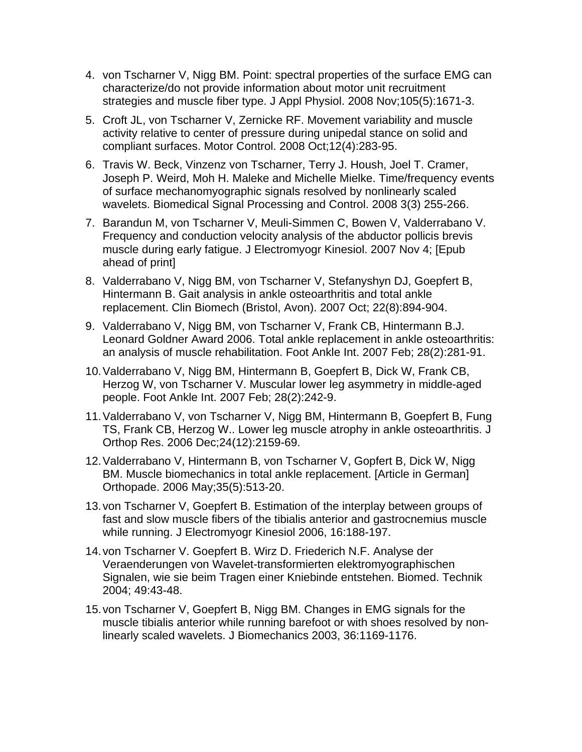4. von Tscharner V, Nigg BM. Point: spectral properties of the surface EMG can characterize/do not provide information about motor unit recruitment strategies and muscle fiber type. J Appl Physiol. 2008 Nov;105(5):1671-3.
5. Croft JL, von Tscharner V, Zernicke RF. Movement variability and muscle activity relative to center of pressure during unipedal stance on solid and compliant surfaces. Motor Control. 2008 Oct;12(4):283-95.
6. Travis W. Beck, Vinzenz von Tscharner, Terry J. Housh, Joel T. Cramer, Joseph P. Weird, Moh H. Maleke and Michelle Mielke. Time/frequency events of surface mechanomyographic signals resolved by nonlinearly scaled wavelets. Biomedical Signal Processing and Control. 2008 3(3) 255-266.
7. Barandun M, von Tscharner V, Meuli-Simmen C, Bowen V, Valderrabano V. Frequency and conduction velocity analysis of the abductor pollicis brevis muscle during early fatigue. J Electromyogr Kinesiol. 2007 Nov 4; [Epub ahead of print]
8. Valderrabano V, Nigg BM, von Tscharner V, Stefanyshyn DJ, Goepfert B, Hintermann B. Gait analysis in ankle osteoarthritis and total ankle replacement. Clin Biomech (Bristol, Avon). 2007 Oct; 22(8):894-904.
9. Valderrabano V, Nigg BM, von Tscharner V, Frank CB, Hintermann B.J. Leonard Goldner Award 2006. Total ankle replacement in ankle osteoarthritis: an analysis of muscle rehabilitation. Foot Ankle Int. 2007 Feb; 28(2):281-91.
10. Valderrabano V, Nigg BM, Hintermann B, Goepfert B, Dick W, Frank CB, Herzog W, von Tscharner V. Muscular lower leg asymmetry in middle-aged people. Foot Ankle Int. 2007 Feb; 28(2):242-9.
11. Valderrabano V, von Tscharner V, Nigg BM, Hintermann B, Goepfert B, Fung TS, Frank CB, Herzog W.. Lower leg muscle atrophy in ankle osteoarthritis. J Orthop Res. 2006 Dec;24(12):2159-69.
12. Valderrabano V, Hintermann B, von Tscharner V, Gopfert B, Dick W, Nigg BM. Muscle biomechanics in total ankle replacement. [Article in German] Orthopade. 2006 May;35(5):513-20.
13. von Tscharner V, Goepfert B. Estimation of the interplay between groups of fast and slow muscle fibers of the tibialis anterior and gastrocnemius muscle while running. J Electromyogr Kinesiol 2006, 16:188-197.
14. von Tscharner V. Goepfert B. Wirz D. Friederich N.F. Analyse der Veraenderungen von Wavelet-transformierten elektromyographischen Signalen, wie sie beim Tragen einer Kniebinde entstehen. Biomed. Technik 2004; 49:43-48.
15. von Tscharner V, Goepfert B, Nigg BM. Changes in EMG signals for the muscle tibialis anterior while running barefoot or with shoes resolved by non-linearly scaled wavelets. J Biomechanics 2003, 36:1169-1176.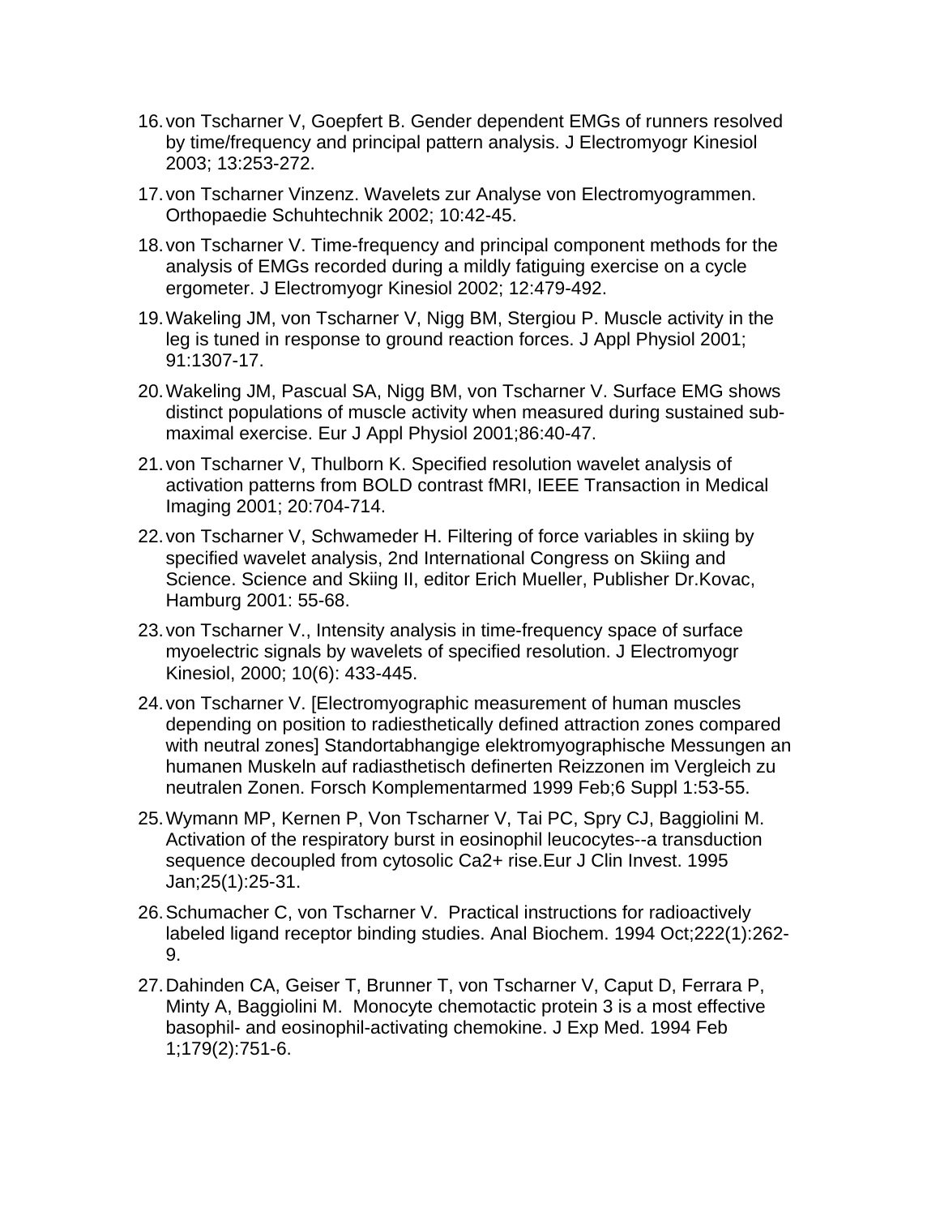16. von Tscharner V, Goepfert B. Gender dependent EMGs of runners resolved by time/frequency and principal pattern analysis. J Electromyogr Kinesiol 2003; 13:253-272.
17. von Tscharner Vinzenz. Wavelets zur Analyse von Electromyogrammen. Orthopaedie Schuhtechnik 2002; 10:42-45.
18. von Tscharner V. Time-frequency and principal component methods for the analysis of EMGs recorded during a mildly fatiguing exercise on a cycle ergometer. J Electromyogr Kinesiol 2002; 12:479-492.
19. Wakeling JM, von Tscharner V, Nigg BM, Stergiou P. Muscle activity in the leg is tuned in response to ground reaction forces. J Appl Physiol 2001; 91:1307-17.
20. Wakeling JM, Pascual SA, Nigg BM, von Tscharner V. Surface EMG shows distinct populations of muscle activity when measured during sustained sub-maximal exercise. Eur J Appl Physiol 2001;86:40-47.
21. von Tscharner V, Thulborn K. Specified resolution wavelet analysis of activation patterns from BOLD contrast fMRI, IEEE Transaction in Medical Imaging 2001; 20:704-714.
22. von Tscharner V, Schwameder H. Filtering of force variables in skiing by specified wavelet analysis, 2nd International Congress on Skiing and Science. Science and Skiing II, editor Erich Mueller, Publisher Dr.Kovac, Hamburg 2001: 55-68.
23. von Tscharner V., Intensity analysis in time-frequency space of surface myoelectric signals by wavelets of specified resolution. J Electromyogr Kinesiol, 2000; 10(6): 433-445.
24. von Tscharner V. [Electromyographic measurement of human muscles depending on position to radiesthetically defined attraction zones compared with neutral zones] Standortabhangige elektromyographische Messungen an humanen Muskeln auf radiasthetisch definerten Reizzonen im Vergleich zu neutralen Zonen. Forsch Komplementarmed 1999 Feb;6 Suppl 1:53-55.
25. Wymann MP, Kernen P, Von Tscharner V, Tai PC, Spry CJ, Baggiolini M. Activation of the respiratory burst in eosinophil leucocytes--a transduction sequence decoupled from cytosolic Ca2+ rise.Eur J Clin Invest. 1995 Jan;25(1):25-31.
26. Schumacher C, von Tscharner V. Practical instructions for radioactively labeled ligand receptor binding studies. Anal Biochem. 1994 Oct;222(1):262-9.
27. Dahinden CA, Geiser T, Brunner T, von Tscharner V, Caput D, Ferrara P, Minty A, Baggiolini M. Monocyte chemotactic protein 3 is a most effective basophil- and eosinophil-activating chemokine. J Exp Med. 1994 Feb 1;179(2):751-6.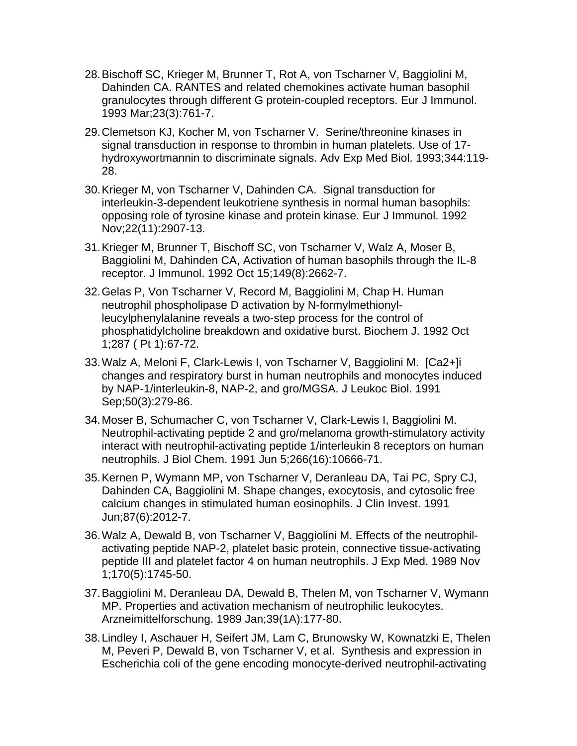28. Bischoff SC, Krieger M, Brunner T, Rot A, von Tscharner V, Baggiolini M, Dahinden CA. RANTES and related chemokines activate human basophil granulocytes through different G protein-coupled receptors. Eur J Immunol. 1993 Mar;23(3):761-7.

29. Clemetson KJ, Kocher M, von Tscharner V. Serine/threonine kinases in signal transduction in response to thrombin in human platelets. Use of 17-hydroxywortmannin to discriminate signals. Adv Exp Med Biol. 1993;344:119-28.

30. Krieger M, von Tscharner V, Dahinden CA. Signal transduction for interleukin-3-dependent leukotriene synthesis in normal human basophils: opposing role of tyrosine kinase and protein kinase. Eur J Immunol. 1992 Nov;22(11):2907-13.

31. Krieger M, Brunner T, Bischoff SC, von Tscharner V, Walz A, Moser B, Baggiolini M, Dahinden CA, Activation of human basophils through the IL-8 receptor. J Immunol. 1992 Oct 15;149(8):2662-7.

32. Gelas P, Von Tscharner V, Record M, Baggiolini M, Chap H. Human neutrophil phospholipase D activation by N-formylmethionyl-leucylphenylalanine reveals a two-step process for the control of phosphatidylcholine breakdown and oxidative burst. Biochem J. 1992 Oct 1;287 ( Pt 1):67-72.

33. Walz A, Meloni F, Clark-Lewis I, von Tscharner V, Baggiolini M. [Ca2+]i changes and respiratory burst in human neutrophils and monocytes induced by NAP-1/interleukin-8, NAP-2, and gro/MGSA. J Leukoc Biol. 1991 Sep;50(3):279-86.

34. Moser B, Schumacher C, von Tscharner V, Clark-Lewis I, Baggiolini M. Neutrophil-activating peptide 2 and gro/melanoma growth-stimulatory activity interact with neutrophil-activating peptide 1/interleukin 8 receptors on human neutrophils. J Biol Chem. 1991 Jun 5;266(16):10666-71.

35. Kernen P, Wymann MP, von Tscharner V, Deranleau DA, Tai PC, Spry CJ, Dahinden CA, Baggiolini M. Shape changes, exocytosis, and cytosolic free calcium changes in stimulated human eosinophils. J Clin Invest. 1991 Jun;87(6):2012-7.

36. Walz A, Dewald B, von Tscharner V, Baggiolini M. Effects of the neutrophil-activating peptide NAP-2, platelet basic protein, connective tissue-activating peptide III and platelet factor 4 on human neutrophils. J Exp Med. 1989 Nov 1;170(5):1745-50.

37. Baggiolini M, Deranleau DA, Dewald B, Thelen M, von Tscharner V, Wymann MP. Properties and activation mechanism of neutrophilic leukocytes. Arzneimittelforschung. 1989 Jan;39(1A):177-80.

38. Lindley I, Aschauer H, Seifert JM, Lam C, Brunowsky W, Kownatzki E, Thelen M, Peveri P, Dewald B, von Tscharner V, et al. Synthesis and expression in Escherichia coli of the gene encoding monocyte-derived neutrophil-activating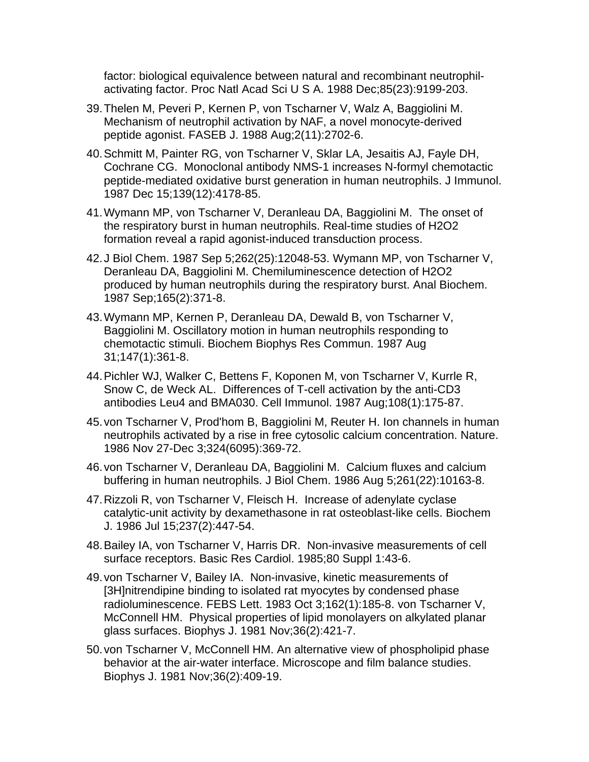factor: biological equivalence between natural and recombinant neutrophil-activating factor. Proc Natl Acad Sci U S A. 1988 Dec;85(23):9199-203.

39. Thelen M, Peveri P, Kernen P, von Tscharner V, Walz A, Baggiolini M. Mechanism of neutrophil activation by NAF, a novel monocyte-derived peptide agonist. FASEB J. 1988 Aug;2(11):2702-6.
40. Schmitt M, Painter RG, von Tscharner V, Sklar LA, Jesaitis AJ, Fayle DH, Cochrane CG. Monoclonal antibody NMS-1 increases N-formyl chemotactic peptide-mediated oxidative burst generation in human neutrophils. J Immunol. 1987 Dec 15;139(12):4178-85.
41. Wymann MP, von Tscharner V, Deranleau DA, Baggiolini M. The onset of the respiratory burst in human neutrophils. Real-time studies of H2O2 formation reveal a rapid agonist-induced transduction process.
42. J Biol Chem. 1987 Sep 5;262(25):12048-53. Wymann MP, von Tscharner V, Deranleau DA, Baggiolini M. Chemiluminescence detection of H2O2 produced by human neutrophils during the respiratory burst. Anal Biochem. 1987 Sep;165(2):371-8.
43. Wymann MP, Kernen P, Deranleau DA, Dewald B, von Tscharner V, Baggiolini M. Oscillatory motion in human neutrophils responding to chemotactic stimuli. Biochem Biophys Res Commun. 1987 Aug 31;147(1):361-8.
44. Pichler WJ, Walker C, Bettens F, Koponen M, von Tscharner V, Kurrle R, Snow C, de Weck AL. Differences of T-cell activation by the anti-CD3 antibodies Leu4 and BMA030. Cell Immunol. 1987 Aug;108(1):175-87.
45. von Tscharner V, Prod'hom B, Baggiolini M, Reuter H. Ion channels in human neutrophils activated by a rise in free cytosolic calcium concentration. Nature. 1986 Nov 27-Dec 3;324(6095):369-72.
46. von Tscharner V, Deranleau DA, Baggiolini M. Calcium fluxes and calcium buffering in human neutrophils. J Biol Chem. 1986 Aug 5;261(22):10163-8.
47. Rizzoli R, von Tscharner V, Fleisch H. Increase of adenylate cyclase catalytic-unit activity by dexamethasone in rat osteoblast-like cells. Biochem J. 1986 Jul 15;237(2):447-54.
48. Bailey IA, von Tscharner V, Harris DR. Non-invasive measurements of cell surface receptors. Basic Res Cardiol. 1985;80 Suppl 1:43-6.
49. von Tscharner V, Bailey IA. Non-invasive, kinetic measurements of [3H]nitrendipine binding to isolated rat myocytes by condensed phase radioluminescence. FEBS Lett. 1983 Oct 3;162(1):185-8. von Tscharner V, McConnell HM. Physical properties of lipid monolayers on alkylated planar glass surfaces. Biophys J. 1981 Nov;36(2):421-7.
50. von Tscharner V, McConnell HM. An alternative view of phospholipid phase behavior at the air-water interface. Microscope and film balance studies. Biophys J. 1981 Nov;36(2):409-19.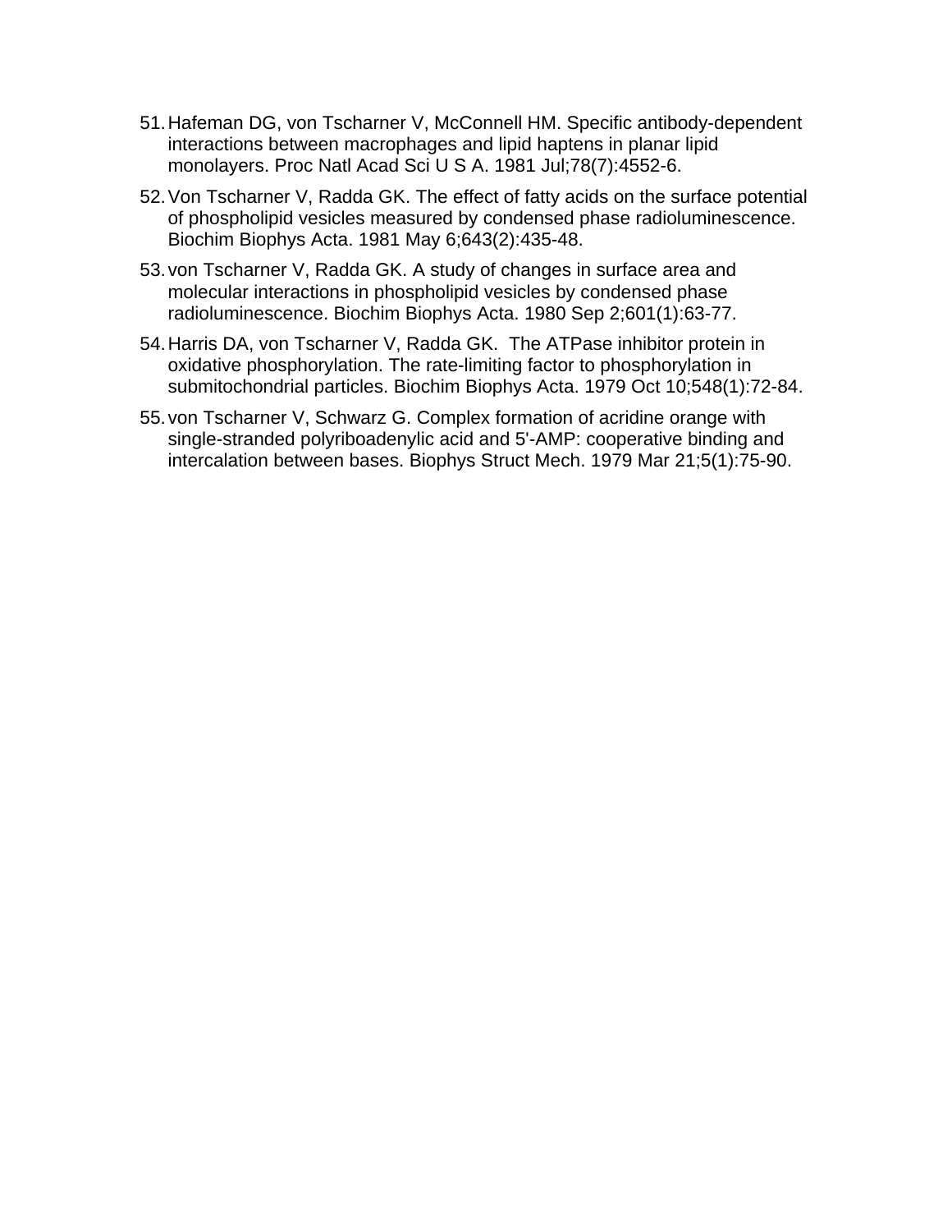51. Hafeman DG, von Tscharner V, McConnell HM. Specific antibody-dependent interactions between macrophages and lipid haptens in planar lipid monolayers. Proc Natl Acad Sci U S A. 1981 Jul;78(7):4552-6.
52. Von Tscharner V, Radda GK. The effect of fatty acids on the surface potential of phospholipid vesicles measured by condensed phase radioluminescence. Biochim Biophys Acta. 1981 May 6;643(2):435-48.
53. von Tscharner V, Radda GK. A study of changes in surface area and molecular interactions in phospholipid vesicles by condensed phase radioluminescence. Biochim Biophys Acta. 1980 Sep 2;601(1):63-77.
54. Harris DA, von Tscharner V, Radda GK. The ATPase inhibitor protein in oxidative phosphorylation. The rate-limiting factor to phosphorylation in submitochondrial particles. Biochim Biophys Acta. 1979 Oct 10;548(1):72-84.
55. von Tscharner V, Schwarz G. Complex formation of acridine orange with single-stranded polyriboadenylic acid and 5'-AMP: cooperative binding and intercalation between bases. Biophys Struct Mech. 1979 Mar 21;5(1):75-90.